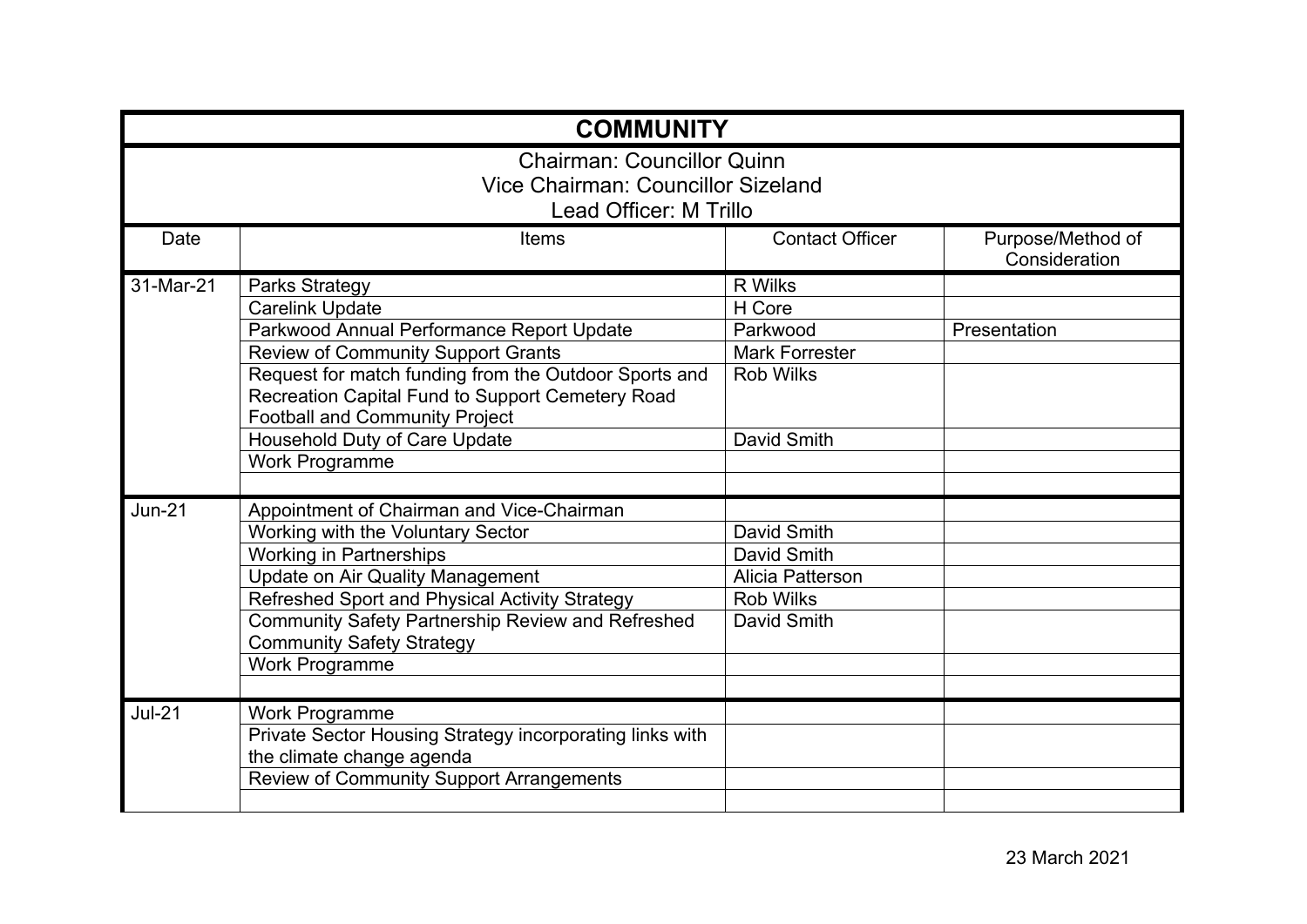# COMMUNITY

Chairman: Councillor Quinn
Vice Chairman: Councillor Sizeland
Lead Officer: M Trillo

| Date | Items | Contact Officer | Purpose/Method of Consideration |
|---|---|---|---|
| 31-Mar-21 | Parks Strategy | R Wilks | |
| | Carelink Update | H Core | |
| | Parkwood Annual Performance Report Update | Parkwood | Presentation |
| | Review of Community Support Grants | Mark Forrester | |
| | Request for match funding from the Outdoor Sports and Recreation Capital Fund to Support Cemetery Road Football and Community Project | Rob Wilks | |
| | Household Duty of Care Update | David Smith | |
| | Work Programme | | |
| | | | |
| Jun-21 | Appointment of Chairman and Vice-Chairman | | |
| | Working with the Voluntary Sector | David Smith | |
| | Working in Partnerships | David Smith | |
| | Update on Air Quality Management | Alicia Patterson | |
| | Refreshed Sport and Physical Activity Strategy | Rob Wilks | |
| | Community Safety Partnership Review and Refreshed Community Safety Strategy | David Smith | |
| | Work Programme | | |
| | | | |
| Jul-21 | Work Programme | | |
| | Private Sector Housing Strategy incorporating links with the climate change agenda | | |
| | Review of Community Support Arrangements | | |
| | | | |

23 March 2021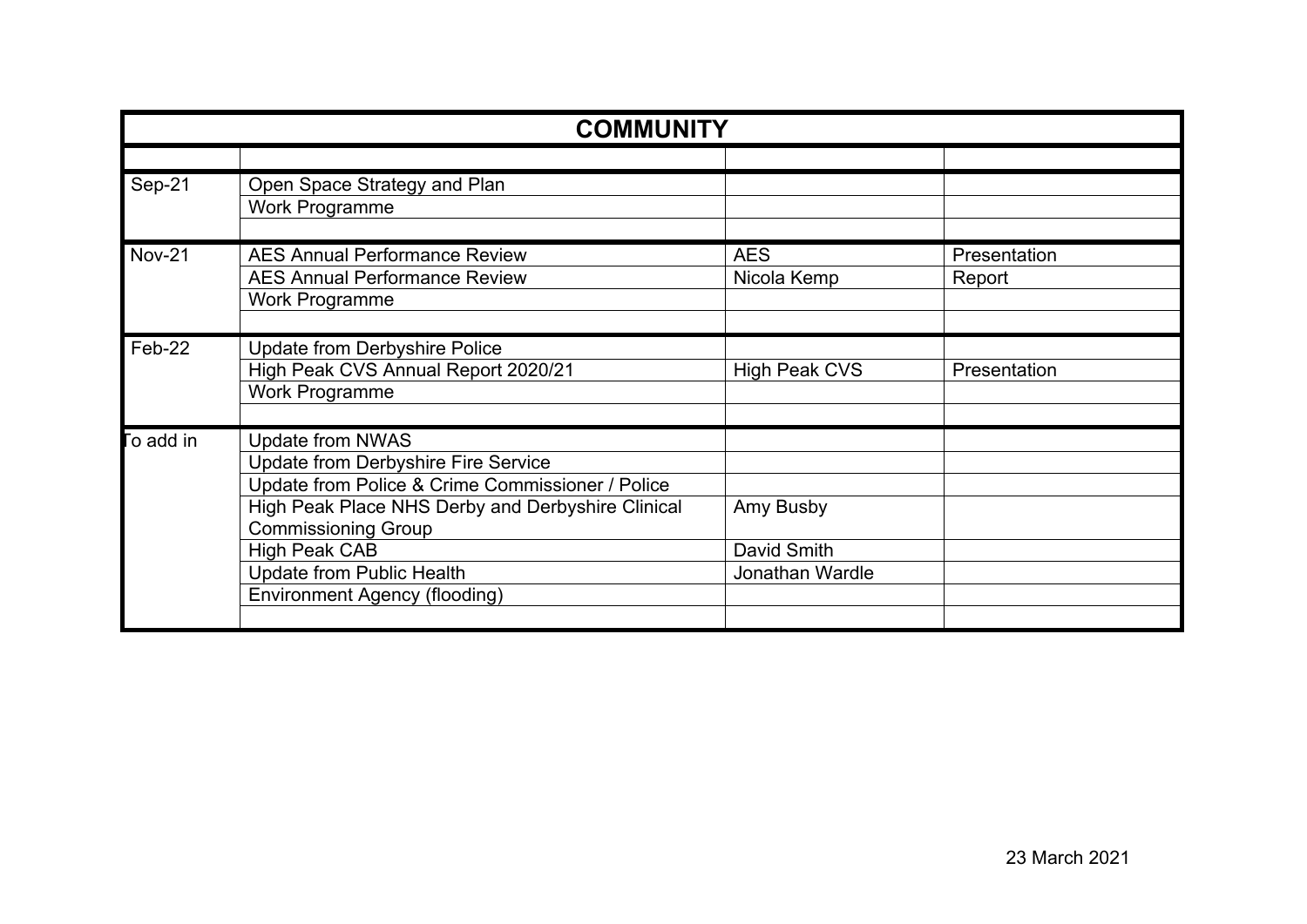| COMMUNITY | | | |
|---|---|---|---|
| | | | |
| Sep-21 | Open Space Strategy and Plan | | |
| | Work Programme | | |
| | | | |
| Nov-21 | AES Annual Performance Review | AES | Presentation |
| | AES Annual Performance Review | Nicola Kemp | Report |
| | Work Programme | | |
| | | | |
| Feb-22 | Update from Derbyshire Police | | |
| | High Peak CVS Annual Report 2020/21 | High Peak CVS | Presentation |
| | Work Programme | | |
| | | | |
| To add in | Update from NWAS | | |
| | Update from Derbyshire Fire Service | | |
| | Update from Police & Crime Commissioner / Police | | |
| | High Peak Place NHS Derby and Derbyshire Clinical Commissioning Group | Amy Busby | |
| | High Peak CAB | David Smith | |
| | Update from Public Health | Jonathan Wardle | |
| | Environment Agency (flooding) | | |
| | | | |

23 March 2021